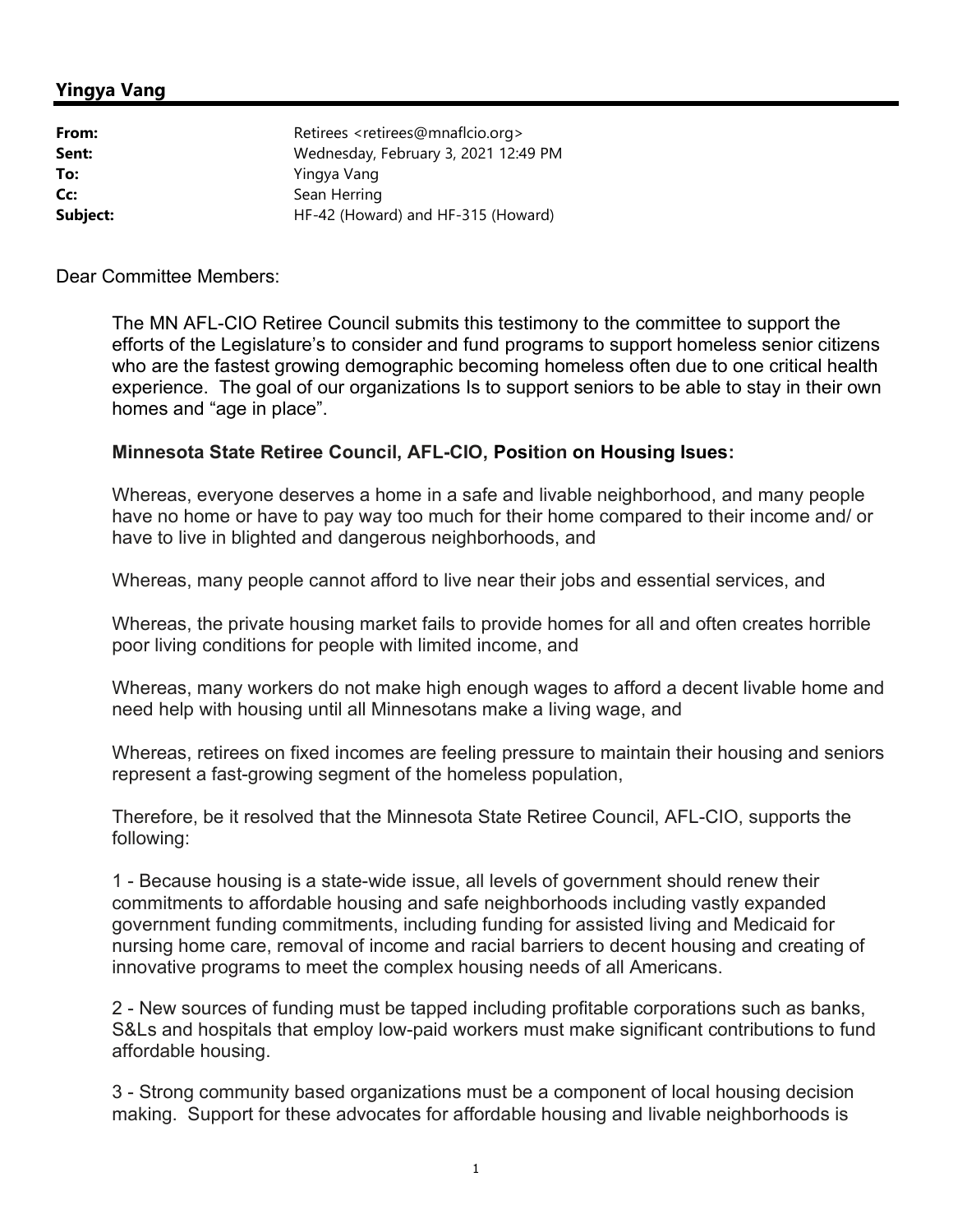## Yingya Vang

| | |
|---|---|
| **From:** | Retirees <retirees@mnaflcio.org> |
| **Sent:** | Wednesday, February 3, 2021 12:49 PM |
| **To:** | Yingya Vang |
| **Cc:** | Sean Herring |
| **Subject:** | HF-42 (Howard) and HF-315 (Howard) |

Dear Committee Members:

The MN AFL-CIO Retiree Council submits this testimony to the committee to support the efforts of the Legislature's to consider and fund programs to support homeless senior citizens who are the fastest growing demographic becoming homeless often due to one critical health experience. The goal of our organizations Is to support seniors to be able to stay in their own homes and "age in place".

**Minnesota State Retiree Council, AFL-CIO, Position on Housing Isues:**

Whereas, everyone deserves a home in a safe and livable neighborhood, and many people have no home or have to pay way too much for their home compared to their income and/ or have to live in blighted and dangerous neighborhoods, and

Whereas, many people cannot afford to live near their jobs and essential services, and

Whereas, the private housing market fails to provide homes for all and often creates horrible poor living conditions for people with limited income, and

Whereas, many workers do not make high enough wages to afford a decent livable home and need help with housing until all Minnesotans make a living wage, and

Whereas, retirees on fixed incomes are feeling pressure to maintain their housing and seniors represent a fast-growing segment of the homeless population,

Therefore, be it resolved that the Minnesota State Retiree Council, AFL-CIO, supports the following:

1 - Because housing is a state-wide issue, all levels of government should renew their commitments to affordable housing and safe neighborhoods including vastly expanded government funding commitments, including funding for assisted living and Medicaid for nursing home care, removal of income and racial barriers to decent housing and creating of innovative programs to meet the complex housing needs of all Americans.

2 - New sources of funding must be tapped including profitable corporations such as banks, S&Ls and hospitals that employ low-paid workers must make significant contributions to fund affordable housing.

3 - Strong community based organizations must be a component of local housing decision making. Support for these advocates for affordable housing and livable neighborhoods is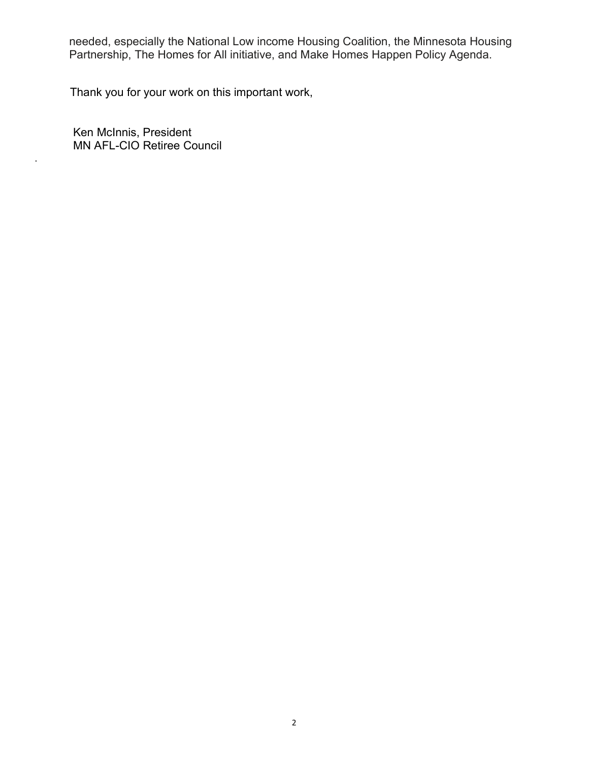needed, especially the National Low income Housing Coalition, the Minnesota Housing Partnership, The Homes for All initiative, and Make Homes Happen Policy Agenda.

Thank you for your work on this important work,

Ken McInnis, President
MN AFL-CIO Retiree Council

.